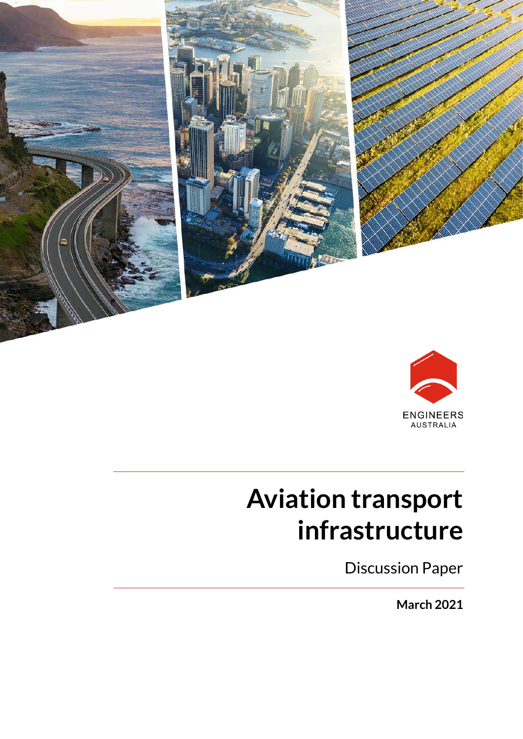ENGINEERS AUSTRALIA

# Aviation transport infrastructure

Discussion Paper

**March 2021**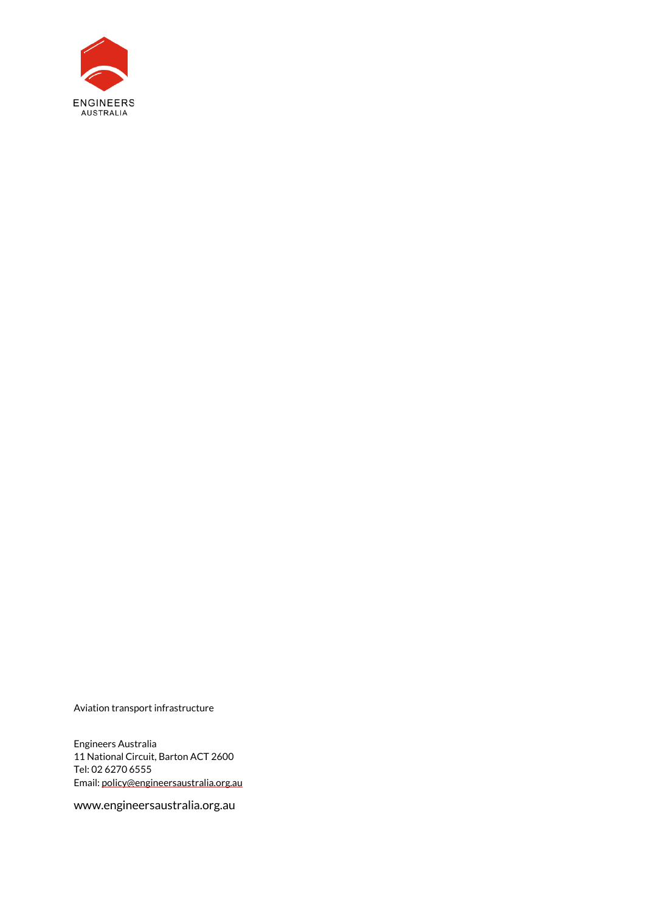ENGINEERS
AUSTRALIA

Aviation transport infrastructure

Engineers Australia
11 National Circuit, Barton ACT 2600
Tel: 02 6270 6555
Email: policy@engineersaustralia.org.au

www.engineersaustralia.org.au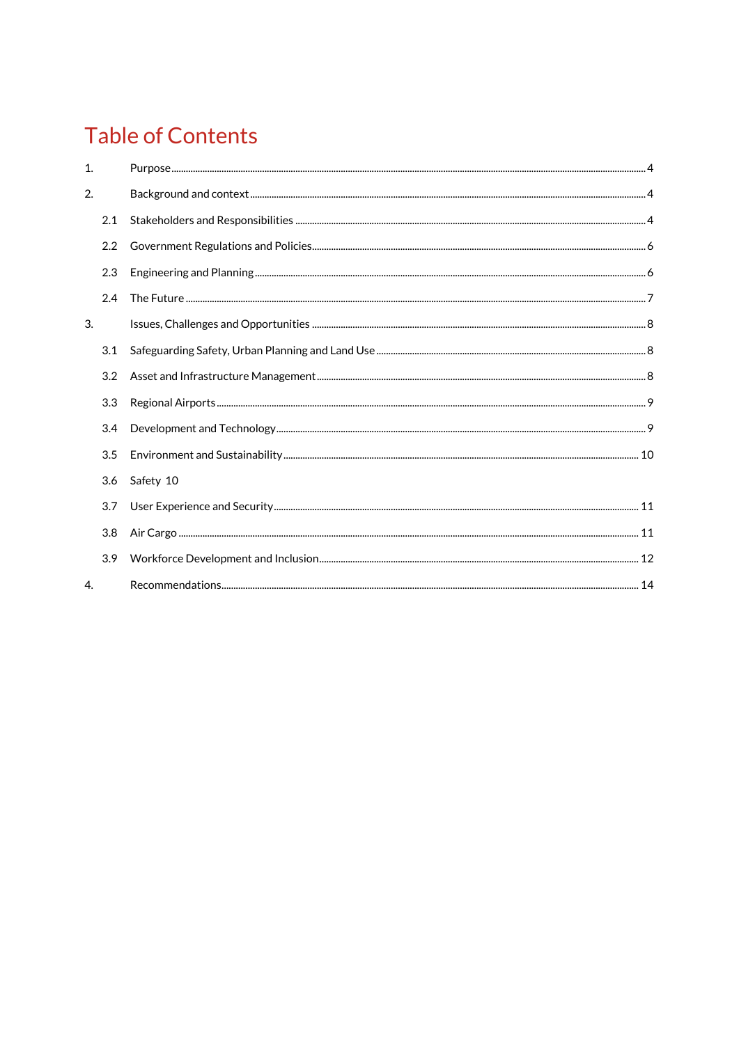# Table of Contents

1. Purpose ........ 4
2. Background and context ........ 4
   - 2.1 Stakeholders and Responsibilities ........ 4
   - 2.2 Government Regulations and Policies ........ 6
   - 2.3 Engineering and Planning ........ 6
   - 2.4 The Future ........ 7
3. Issues, Challenges and Opportunities ........ 8
   - 3.1 Safeguarding Safety, Urban Planning and Land Use ........ 8
   - 3.2 Asset and Infrastructure Management ........ 8
   - 3.3 Regional Airports ........ 9
   - 3.4 Development and Technology ........ 9
   - 3.5 Environment and Sustainability ........ 10
   - 3.6 Safety 10
   - 3.7 User Experience and Security ........ 11
   - 3.8 Air Cargo ........ 11
   - 3.9 Workforce Development and Inclusion ........ 12
4. Recommendations ........ 14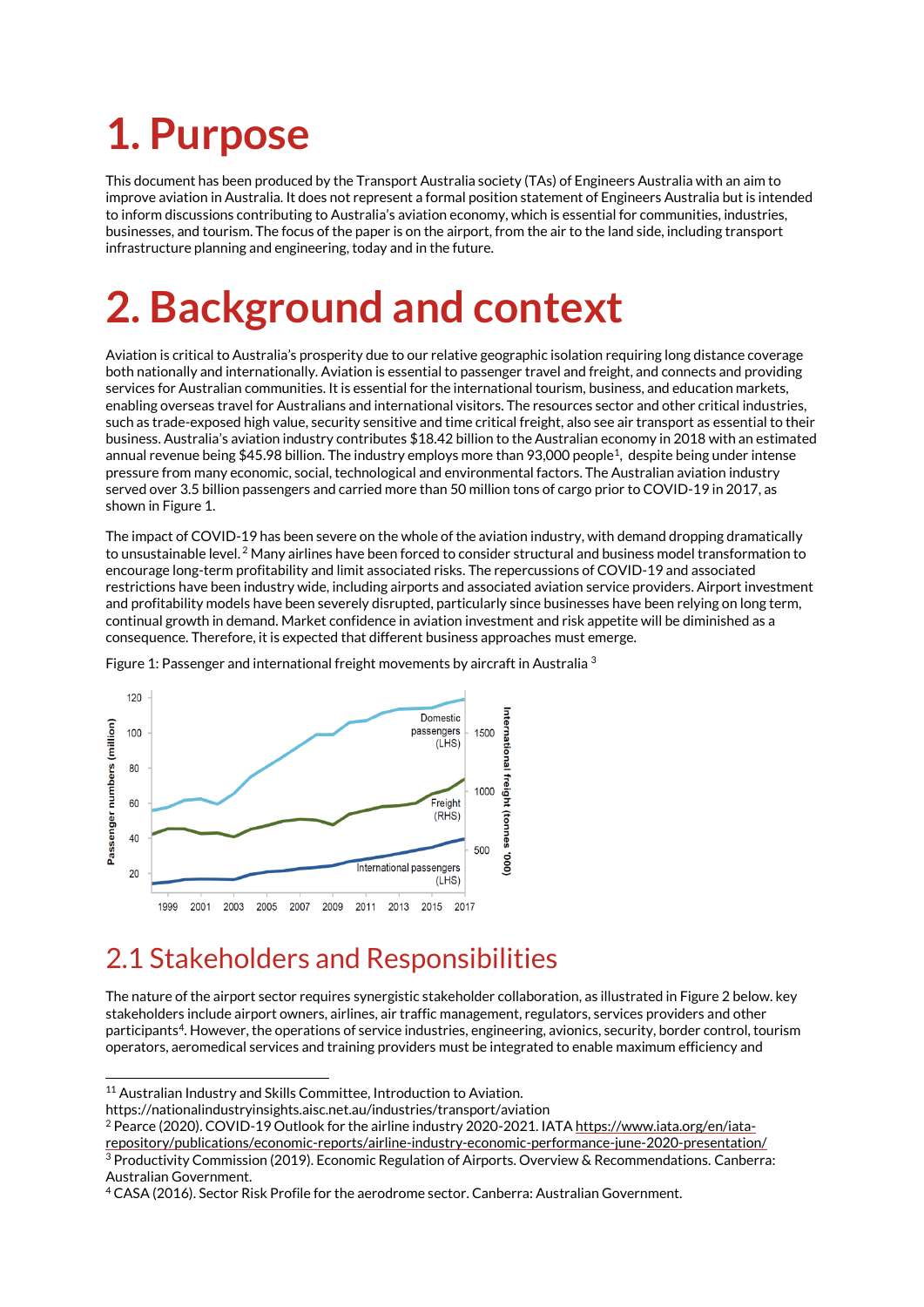# 1. Purpose

This document has been produced by the Transport Australia society (TAs) of Engineers Australia with an aim to improve aviation in Australia. It does not represent a formal position statement of Engineers Australia but is intended to inform discussions contributing to Australia's aviation economy, which is essential for communities, industries, businesses, and tourism. The focus of the paper is on the airport, from the air to the land side, including transport infrastructure planning and engineering, today and in the future.

# 2. Background and context

Aviation is critical to Australia's prosperity due to our relative geographic isolation requiring long distance coverage both nationally and internationally. Aviation is essential to passenger travel and freight, and connects and providing services for Australian communities. It is essential for the international tourism, business, and education markets, enabling overseas travel for Australians and international visitors. The resources sector and other critical industries, such as trade-exposed high value, security sensitive and time critical freight, also see air transport as essential to their business. Australia's aviation industry contributes $18.42 billion to the Australian economy in 2018 with an estimated annual revenue being $45.98 billion. The industry employs more than 93,000 people[1], despite being under intense pressure from many economic, social, technological and environmental factors. The Australian aviation industry served over 3.5 billion passengers and carried more than 50 million tons of cargo prior to COVID-19 in 2017, as shown in Figure 1.

The impact of COVID-19 has been severe on the whole of the aviation industry, with demand dropping dramatically to unsustainable level.[2] Many airlines have been forced to consider structural and business model transformation to encourage long-term profitability and limit associated risks. The repercussions of COVID-19 and associated restrictions have been industry wide, including airports and associated aviation service providers. Airport investment and profitability models have been severely disrupted, particularly since businesses have been relying on long term, continual growth in demand. Market confidence in aviation investment and risk appetite will be diminished as a consequence. Therefore, it is expected that different business approaches must emerge.

Figure 1: Passenger and international freight movements by aircraft in Australia [3]

## 2.1 Stakeholders and Responsibilities

The nature of the airport sector requires synergistic stakeholder collaboration, as illustrated in Figure 2 below. key stakeholders include airport owners, airlines, air traffic management, regulators, services providers and other participants[4]. However, the operations of service industries, engineering, avionics, security, border control, tourism operators, aeromedical services and training providers must be integrated to enable maximum efficiency and

---

[11] Australian Industry and Skills Committee, Introduction to Aviation. https://nationalindustryinsights.aisc.net.au/industries/transport/aviation

[2] Pearce (2020). COVID-19 Outlook for the airline industry 2020-2021. IATA https://www.iata.org/en/iata-repository/publications/economic-reports/airline-industry-economic-performance-june-2020-presentation/

[3] Productivity Commission (2019). Economic Regulation of Airports. Overview & Recommendations. Canberra: Australian Government.

[4] CASA (2016). Sector Risk Profile for the aerodrome sector. Canberra: Australian Government.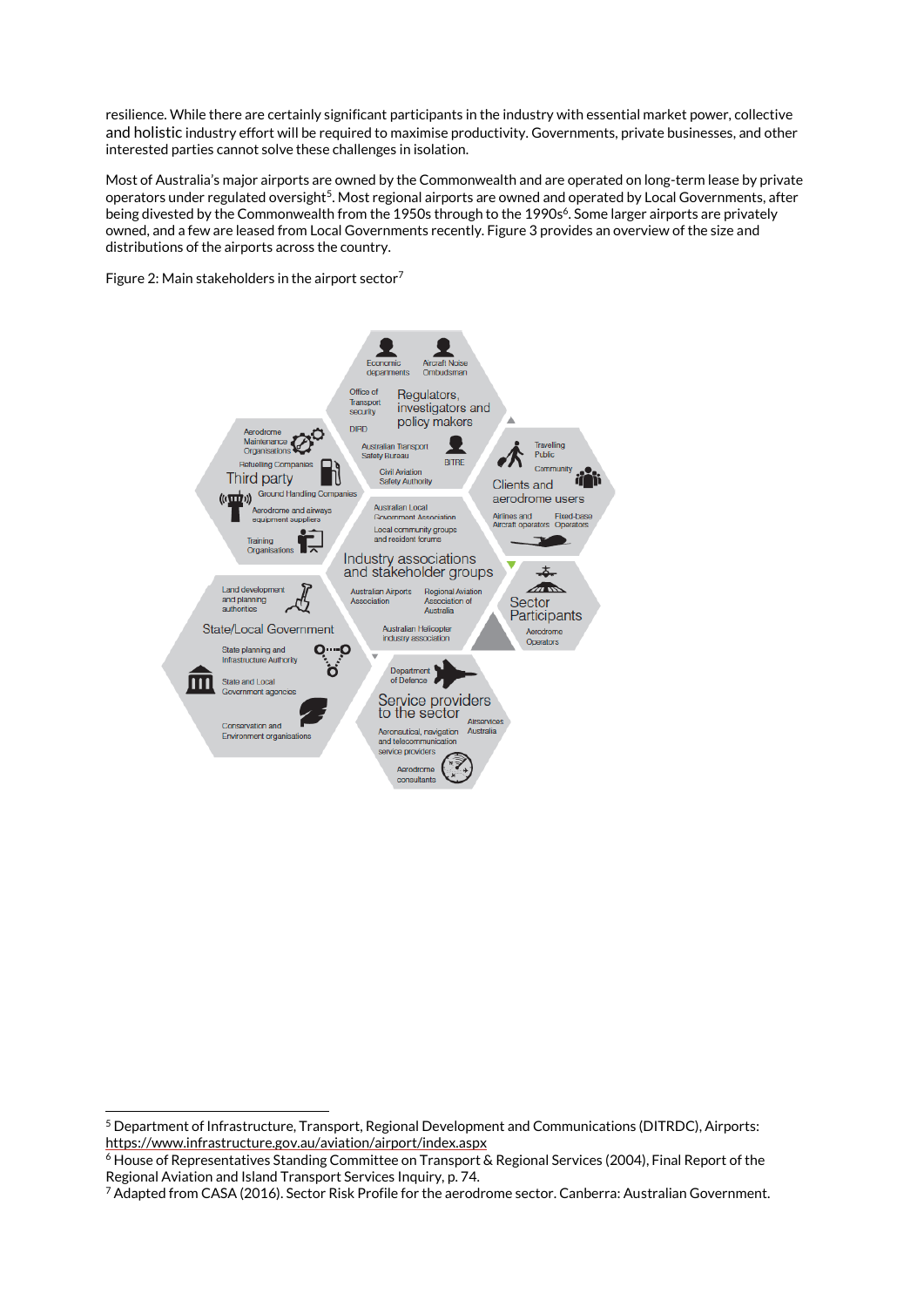resilience. While there are certainly significant participants in the industry with essential market power, collective and holistic industry effort will be required to maximise productivity. Governments, private businesses, and other interested parties cannot solve these challenges in isolation.

Most of Australia's major airports are owned by the Commonwealth and are operated on long-term lease by private operators under regulated oversight[5]. Most regional airports are owned and operated by Local Governments, after being divested by the Commonwealth from the 1950s through to the 1990s[6]. Some larger airports are privately owned, and a few are leased from Local Governments recently. Figure 3 provides an overview of the size and distributions of the airports across the country.

Figure 2: Main stakeholders in the airport sector[7]

**Regulators, investigators and policy makers**: Economic departments; Aircraft Noise Ombudsman; Office of Transport security; DIRD; Australian Transport Safety Bureau; BITRE; Civil Aviation Safety Authority

**Third party**: Aerodrome Maintenance Organisations; Refuelling Companies; Ground Handling Companies; Aerodrome and airways equipment suppliers; Training Organisations

**Clients and aerodrome users**: Travelling Public; Community; Airlines and Aircraft operators; Fixed-base Operators

**Industry associations and stakeholder groups**: Australian Local Government Association; Local community groups and resident forums; Australian Airports Association; Regional Aviation Association of Australia; Australian Helicopter industry association

**Sector Participants**: Aerodrome Operators

**State/Local Government**: Land development and planning authorities; State planning and Infrastructure Authority; State and Local Government agencies; Conservation and Environment organisations

**Service providers to the sector**: Department of Defence; Airservices Australia; Aeronautical, navigation and telecommunication service providers; Aerodrome consultants

---

[5] Department of Infrastructure, Transport, Regional Development and Communications (DITRDC), Airports: https://www.infrastructure.gov.au/aviation/airport/index.aspx

[6] House of Representatives Standing Committee on Transport & Regional Services (2004), Final Report of the Regional Aviation and Island Transport Services Inquiry, p. 74.

[7] Adapted from CASA (2016). Sector Risk Profile for the aerodrome sector. Canberra: Australian Government.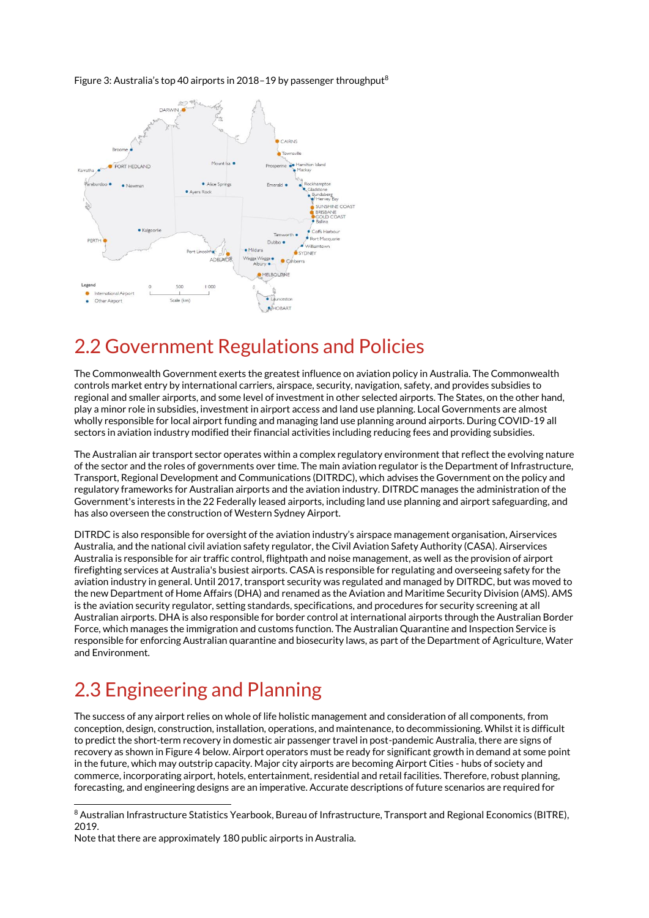Figure 3: Australia's top 40 airports in 2018–19 by passenger throughput[8]

## 2.2 Government Regulations and Policies

The Commonwealth Government exerts the greatest influence on aviation policy in Australia. The Commonwealth controls market entry by international carriers, airspace, security, navigation, safety, and provides subsidies to regional and smaller airports, and some level of investment in other selected airports. The States, on the other hand, play a minor role in subsidies, investment in airport access and land use planning. Local Governments are almost wholly responsible for local airport funding and managing land use planning around airports. During COVID-19 all sectors in aviation industry modified their financial activities including reducing fees and providing subsidies.

The Australian air transport sector operates within a complex regulatory environment that reflect the evolving nature of the sector and the roles of governments over time. The main aviation regulator is the Department of Infrastructure, Transport, Regional Development and Communications (DITRDC), which advises the Government on the policy and regulatory frameworks for Australian airports and the aviation industry. DITRDC manages the administration of the Government's interests in the 22 Federally leased airports, including land use planning and airport safeguarding, and has also overseen the construction of Western Sydney Airport.

DITRDC is also responsible for oversight of the aviation industry's airspace management organisation, Airservices Australia, and the national civil aviation safety regulator, the Civil Aviation Safety Authority (CASA). Airservices Australia is responsible for air traffic control, flightpath and noise management, as well as the provision of airport firefighting services at Australia's busiest airports. CASA is responsible for regulating and overseeing safety for the aviation industry in general. Until 2017, transport security was regulated and managed by DITRDC, but was moved to the new Department of Home Affairs (DHA) and renamed as the Aviation and Maritime Security Division (AMS). AMS is the aviation security regulator, setting standards, specifications, and procedures for security screening at all Australian airports. DHA is also responsible for border control at international airports through the Australian Border Force, which manages the immigration and customs function. The Australian Quarantine and Inspection Service is responsible for enforcing Australian quarantine and biosecurity laws, as part of the Department of Agriculture, Water and Environment.

## 2.3 Engineering and Planning

The success of any airport relies on whole of life holistic management and consideration of all components, from conception, design, construction, installation, operations, and maintenance, to decommissioning. Whilst it is difficult to predict the short-term recovery in domestic air passenger travel in post-pandemic Australia, there are signs of recovery as shown in Figure 4 below. Airport operators must be ready for significant growth in demand at some point in the future, which may outstrip capacity. Major city airports are becoming Airport Cities - hubs of society and commerce, incorporating airport, hotels, entertainment, residential and retail facilities. Therefore, robust planning, forecasting, and engineering designs are an imperative. Accurate descriptions of future scenarios are required for

[8] Australian Infrastructure Statistics Yearbook, Bureau of Infrastructure, Transport and Regional Economics (BITRE), 2019.
Note that there are approximately 180 public airports in Australia.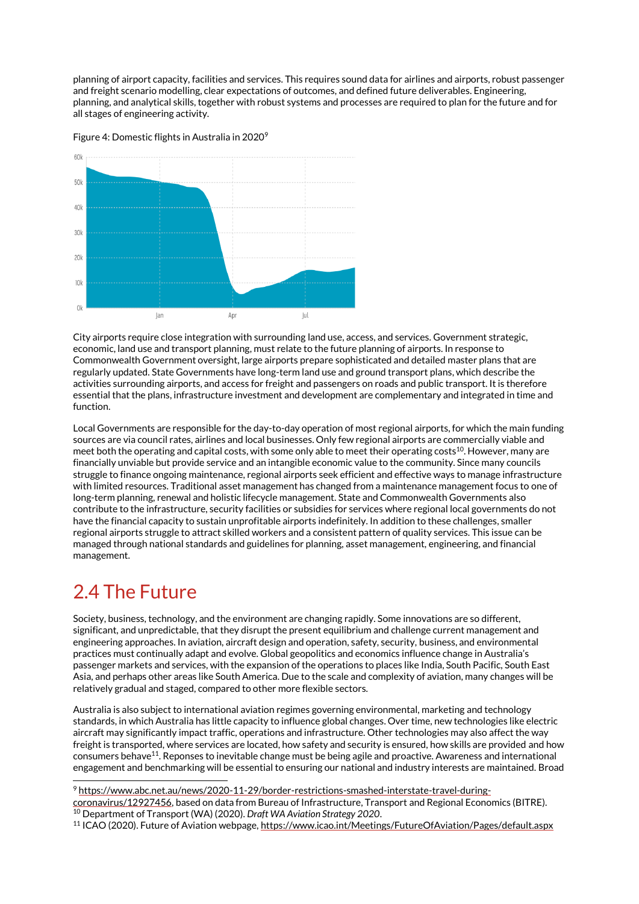planning of airport capacity, facilities and services. This requires sound data for airlines and airports, robust passenger and freight scenario modelling, clear expectations of outcomes, and defined future deliverables. Engineering, planning, and analytical skills, together with robust systems and processes are required to plan for the future and for all stages of engineering activity.

Figure 4: Domestic flights in Australia in 2020[9]

City airports require close integration with surrounding land use, access, and services. Government strategic, economic, land use and transport planning, must relate to the future planning of airports. In response to Commonwealth Government oversight, large airports prepare sophisticated and detailed master plans that are regularly updated. State Governments have long-term land use and ground transport plans, which describe the activities surrounding airports, and access for freight and passengers on roads and public transport. It is therefore essential that the plans, infrastructure investment and development are complementary and integrated in time and function.

Local Governments are responsible for the day-to-day operation of most regional airports, for which the main funding sources are via council rates, airlines and local businesses. Only few regional airports are commercially viable and meet both the operating and capital costs, with some only able to meet their operating costs[10]. However, many are financially unviable but provide service and an intangible economic value to the community. Since many councils struggle to finance ongoing maintenance, regional airports seek efficient and effective ways to manage infrastructure with limited resources. Traditional asset management has changed from a maintenance management focus to one of long-term planning, renewal and holistic lifecycle management. State and Commonwealth Governments also contribute to the infrastructure, security facilities or subsidies for services where regional local governments do not have the financial capacity to sustain unprofitable airports indefinitely. In addition to these challenges, smaller regional airports struggle to attract skilled workers and a consistent pattern of quality services. This issue can be managed through national standards and guidelines for planning, asset management, engineering, and financial management.

## 2.4 The Future

Society, business, technology, and the environment are changing rapidly. Some innovations are so different, significant, and unpredictable, that they disrupt the present equilibrium and challenge current management and engineering approaches. In aviation, aircraft design and operation, safety, security, business, and environmental practices must continually adapt and evolve. Global geopolitics and economics influence change in Australia's passenger markets and services, with the expansion of the operations to places like India, South Pacific, South East Asia, and perhaps other areas like South America. Due to the scale and complexity of aviation, many changes will be relatively gradual and staged, compared to other more flexible sectors.

Australia is also subject to international aviation regimes governing environmental, marketing and technology standards, in which Australia has little capacity to influence global changes. Over time, new technologies like electric aircraft may significantly impact traffic, operations and infrastructure. Other technologies may also affect the way freight is transported, where services are located, how safety and security is ensured, how skills are provided and how consumers behave[11]. Reponses to inevitable change must be being agile and proactive. Awareness and international engagement and benchmarking will be essential to ensuring our national and industry interests are maintained. Broad

---

[9] https://www.abc.net.au/news/2020-11-29/border-restrictions-smashed-interstate-travel-during-coronavirus/12927456, based on data from Bureau of Infrastructure, Transport and Regional Economics (BITRE).

[10] Department of Transport (WA) (2020). *Draft WA Aviation Strategy 2020*.

[11] ICAO (2020). Future of Aviation webpage, https://www.icao.int/Meetings/FutureOfAviation/Pages/default.aspx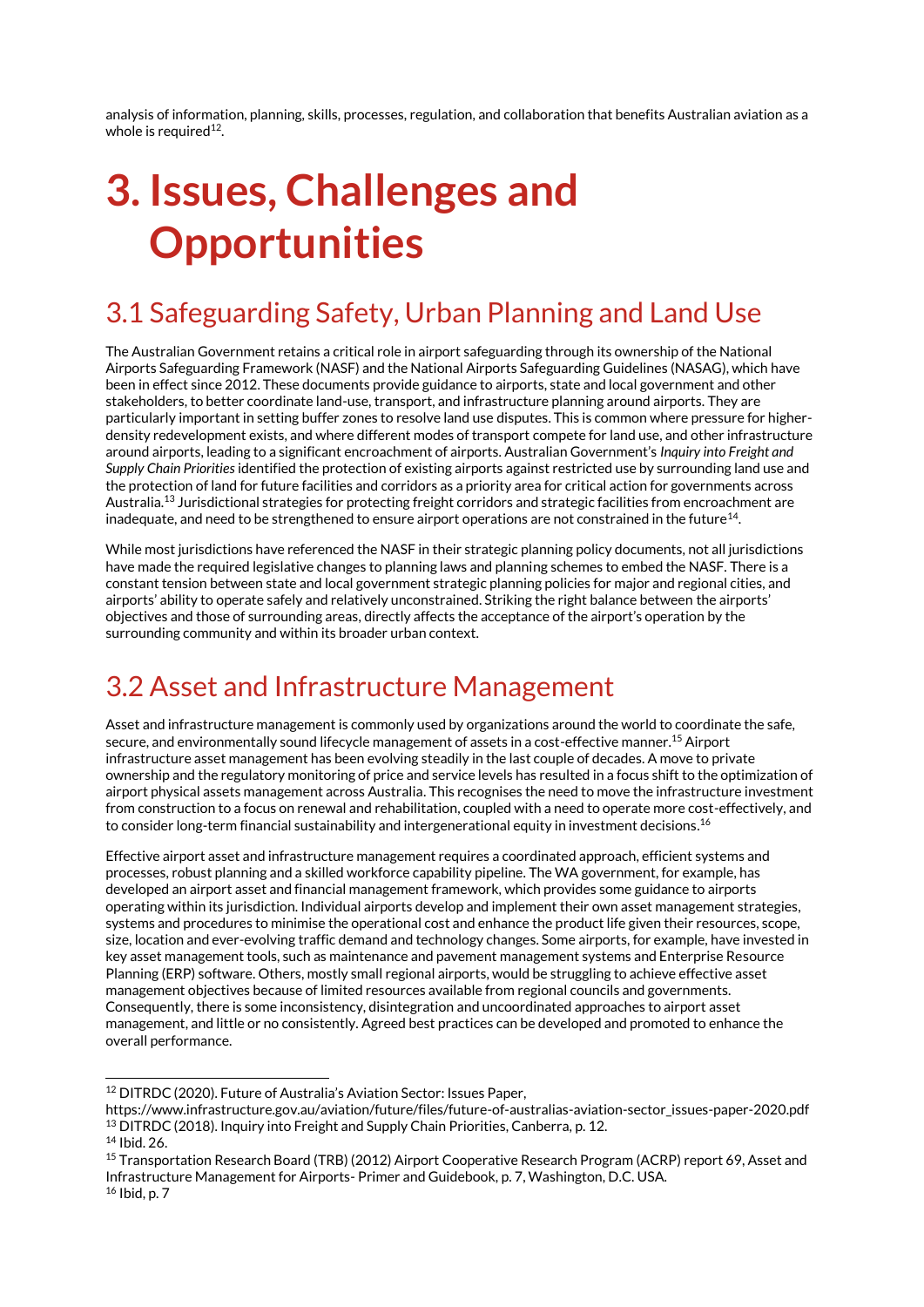analysis of information, planning, skills, processes, regulation, and collaboration that benefits Australian aviation as a whole is required[12].

# 3. Issues, Challenges and Opportunities

## 3.1 Safeguarding Safety, Urban Planning and Land Use

The Australian Government retains a critical role in airport safeguarding through its ownership of the National Airports Safeguarding Framework (NASF) and the National Airports Safeguarding Guidelines (NASAG), which have been in effect since 2012. These documents provide guidance to airports, state and local government and other stakeholders, to better coordinate land-use, transport, and infrastructure planning around airports. They are particularly important in setting buffer zones to resolve land use disputes. This is common where pressure for higher-density redevelopment exists, and where different modes of transport compete for land use, and other infrastructure around airports, leading to a significant encroachment of airports. Australian Government's *Inquiry into Freight and Supply Chain Priorities* identified the protection of existing airports against restricted use by surrounding land use and the protection of land for future facilities and corridors as a priority area for critical action for governments across Australia.[13] Jurisdictional strategies for protecting freight corridors and strategic facilities from encroachment are inadequate, and need to be strengthened to ensure airport operations are not constrained in the future[14].

While most jurisdictions have referenced the NASF in their strategic planning policy documents, not all jurisdictions have made the required legislative changes to planning laws and planning schemes to embed the NASF. There is a constant tension between state and local government strategic planning policies for major and regional cities, and airports' ability to operate safely and relatively unconstrained. Striking the right balance between the airports' objectives and those of surrounding areas, directly affects the acceptance of the airport's operation by the surrounding community and within its broader urban context.

## 3.2 Asset and Infrastructure Management

Asset and infrastructure management is commonly used by organizations around the world to coordinate the safe, secure, and environmentally sound lifecycle management of assets in a cost-effective manner.[15] Airport infrastructure asset management has been evolving steadily in the last couple of decades. A move to private ownership and the regulatory monitoring of price and service levels has resulted in a focus shift to the optimization of airport physical assets management across Australia. This recognises the need to move the infrastructure investment from construction to a focus on renewal and rehabilitation, coupled with a need to operate more cost-effectively, and to consider long-term financial sustainability and intergenerational equity in investment decisions.[16]

Effective airport asset and infrastructure management requires a coordinated approach, efficient systems and processes, robust planning and a skilled workforce capability pipeline. The WA government, for example, has developed an airport asset and financial management framework, which provides some guidance to airports operating within its jurisdiction. Individual airports develop and implement their own asset management strategies, systems and procedures to minimise the operational cost and enhance the product life given their resources, scope, size, location and ever-evolving traffic demand and technology changes. Some airports, for example, have invested in key asset management tools, such as maintenance and pavement management systems and Enterprise Resource Planning (ERP) software. Others, mostly small regional airports, would be struggling to achieve effective asset management objectives because of limited resources available from regional councils and governments. Consequently, there is some inconsistency, disintegration and uncoordinated approaches to airport asset management, and little or no consistently. Agreed best practices can be developed and promoted to enhance the overall performance.

---

[12] DITRDC (2020). Future of Australia's Aviation Sector: Issues Paper, https://www.infrastructure.gov.au/aviation/future/files/future-of-australias-aviation-sector_issues-paper-2020.pdf

[13] DITRDC (2018). Inquiry into Freight and Supply Chain Priorities, Canberra, p. 12.

[14] Ibid. 26.

[15] Transportation Research Board (TRB) (2012) Airport Cooperative Research Program (ACRP) report 69, Asset and Infrastructure Management for Airports- Primer and Guidebook, p. 7, Washington, D.C. USA.

[16] Ibid, p. 7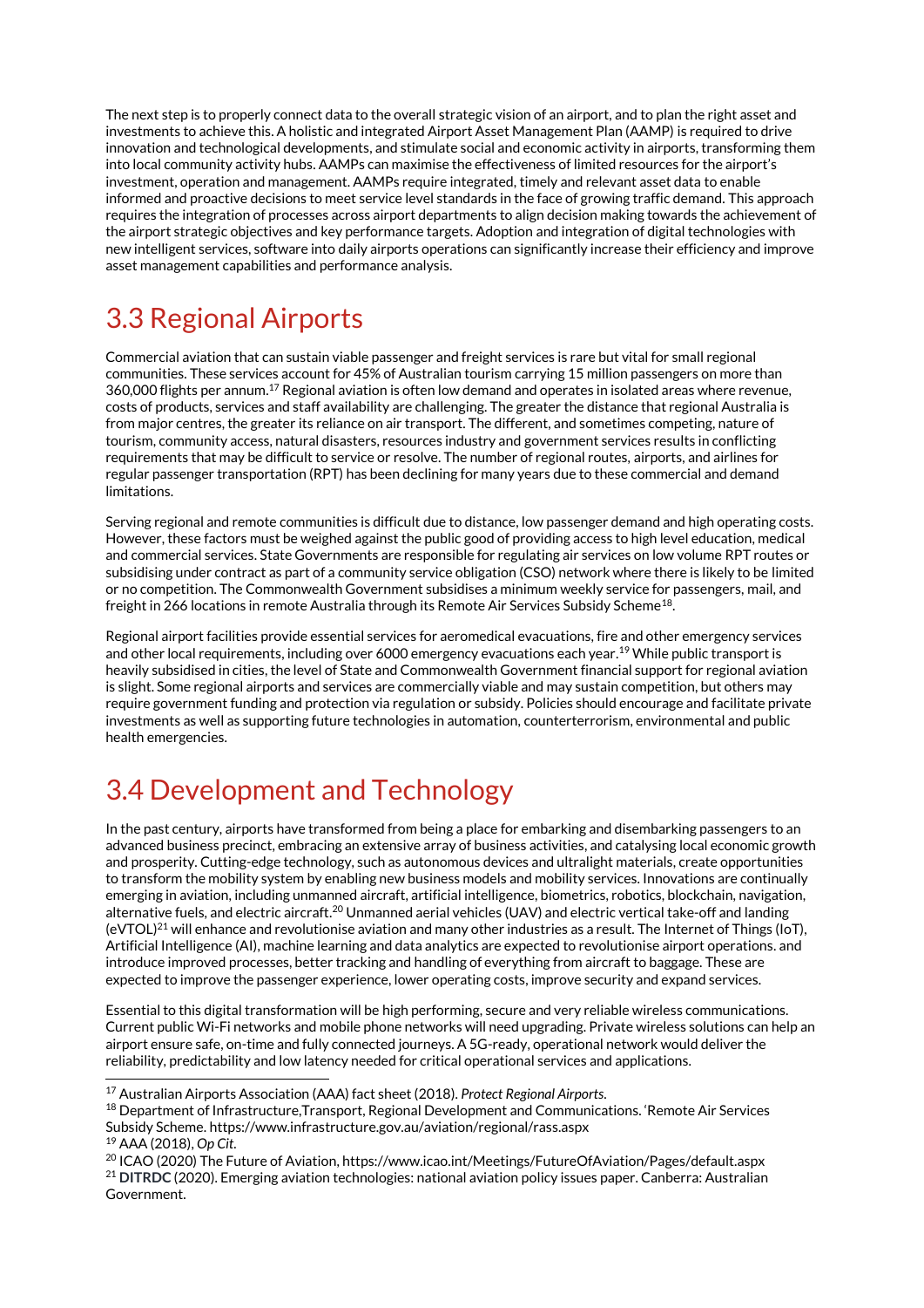The next step is to properly connect data to the overall strategic vision of an airport, and to plan the right asset and investments to achieve this. A holistic and integrated Airport Asset Management Plan (AAMP) is required to drive innovation and technological developments, and stimulate social and economic activity in airports, transforming them into local community activity hubs. AAMPs can maximise the effectiveness of limited resources for the airport's investment, operation and management. AAMPs require integrated, timely and relevant asset data to enable informed and proactive decisions to meet service level standards in the face of growing traffic demand. This approach requires the integration of processes across airport departments to align decision making towards the achievement of the airport strategic objectives and key performance targets. Adoption and integration of digital technologies with new intelligent services, software into daily airports operations can significantly increase their efficiency and improve asset management capabilities and performance analysis.

## 3.3 Regional Airports

Commercial aviation that can sustain viable passenger and freight services is rare but vital for small regional communities. These services account for 45% of Australian tourism carrying 15 million passengers on more than 360,000 flights per annum.[17] Regional aviation is often low demand and operates in isolated areas where revenue, costs of products, services and staff availability are challenging. The greater the distance that regional Australia is from major centres, the greater its reliance on air transport. The different, and sometimes competing, nature of tourism, community access, natural disasters, resources industry and government services results in conflicting requirements that may be difficult to service or resolve. The number of regional routes, airports, and airlines for regular passenger transportation (RPT) has been declining for many years due to these commercial and demand limitations.

Serving regional and remote communities is difficult due to distance, low passenger demand and high operating costs. However, these factors must be weighed against the public good of providing access to high level education, medical and commercial services. State Governments are responsible for regulating air services on low volume RPT routes or subsidising under contract as part of a community service obligation (CSO) network where there is likely to be limited or no competition. The Commonwealth Government subsidises a minimum weekly service for passengers, mail, and freight in 266 locations in remote Australia through its Remote Air Services Subsidy Scheme[18].

Regional airport facilities provide essential services for aeromedical evacuations, fire and other emergency services and other local requirements, including over 6000 emergency evacuations each year.[19] While public transport is heavily subsidised in cities, the level of State and Commonwealth Government financial support for regional aviation is slight. Some regional airports and services are commercially viable and may sustain competition, but others may require government funding and protection via regulation or subsidy. Policies should encourage and facilitate private investments as well as supporting future technologies in automation, counterterrorism, environmental and public health emergencies.

## 3.4 Development and Technology

In the past century, airports have transformed from being a place for embarking and disembarking passengers to an advanced business precinct, embracing an extensive array of business activities, and catalysing local economic growth and prosperity. Cutting-edge technology, such as autonomous devices and ultralight materials, create opportunities to transform the mobility system by enabling new business models and mobility services. Innovations are continually emerging in aviation, including unmanned aircraft, artificial intelligence, biometrics, robotics, blockchain, navigation, alternative fuels, and electric aircraft.[20] Unmanned aerial vehicles (UAV) and electric vertical take-off and landing (eVTOL)[21] will enhance and revolutionise aviation and many other industries as a result. The Internet of Things (IoT), Artificial Intelligence (AI), machine learning and data analytics are expected to revolutionise airport operations. and introduce improved processes, better tracking and handling of everything from aircraft to baggage. These are expected to improve the passenger experience, lower operating costs, improve security and expand services.

Essential to this digital transformation will be high performing, secure and very reliable wireless communications. Current public Wi-Fi networks and mobile phone networks will need upgrading. Private wireless solutions can help an airport ensure safe, on-time and fully connected journeys. A 5G-ready, operational network would deliver the reliability, predictability and low latency needed for critical operational services and applications.

---

[17] Australian Airports Association (AAA) fact sheet (2018). *Protect Regional Airports.*

[18] Department of Infrastructure,Transport, Regional Development and Communications. 'Remote Air Services Subsidy Scheme. https://www.infrastructure.gov.au/aviation/regional/rass.aspx

[19] AAA (2018), *Op Cit.*

[20] ICAO (2020) The Future of Aviation, https://www.icao.int/Meetings/FutureOfAviation/Pages/default.aspx

[21] **DITRDC** (2020). Emerging aviation technologies: national aviation policy issues paper. Canberra: Australian Government.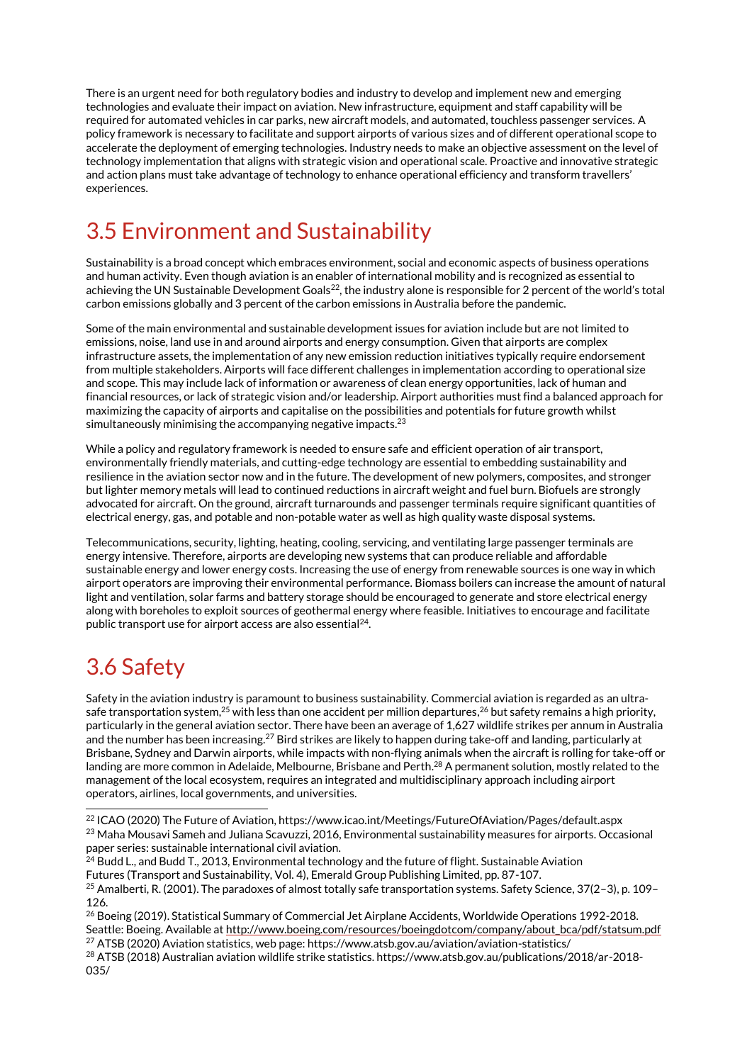There is an urgent need for both regulatory bodies and industry to develop and implement new and emerging technologies and evaluate their impact on aviation. New infrastructure, equipment and staff capability will be required for automated vehicles in car parks, new aircraft models, and automated, touchless passenger services. A policy framework is necessary to facilitate and support airports of various sizes and of different operational scope to accelerate the deployment of emerging technologies. Industry needs to make an objective assessment on the level of technology implementation that aligns with strategic vision and operational scale. Proactive and innovative strategic and action plans must take advantage of technology to enhance operational efficiency and transform travellers' experiences.

## 3.5 Environment and Sustainability

Sustainability is a broad concept which embraces environment, social and economic aspects of business operations and human activity. Even though aviation is an enabler of international mobility and is recognized as essential to achieving the UN Sustainable Development Goals[22], the industry alone is responsible for 2 percent of the world's total carbon emissions globally and 3 percent of the carbon emissions in Australia before the pandemic.

Some of the main environmental and sustainable development issues for aviation include but are not limited to emissions, noise, land use in and around airports and energy consumption. Given that airports are complex infrastructure assets, the implementation of any new emission reduction initiatives typically require endorsement from multiple stakeholders. Airports will face different challenges in implementation according to operational size and scope. This may include lack of information or awareness of clean energy opportunities, lack of human and financial resources, or lack of strategic vision and/or leadership. Airport authorities must find a balanced approach for maximizing the capacity of airports and capitalise on the possibilities and potentials for future growth whilst simultaneously minimising the accompanying negative impacts.[23]

While a policy and regulatory framework is needed to ensure safe and efficient operation of air transport, environmentally friendly materials, and cutting-edge technology are essential to embedding sustainability and resilience in the aviation sector now and in the future. The development of new polymers, composites, and stronger but lighter memory metals will lead to continued reductions in aircraft weight and fuel burn. Biofuels are strongly advocated for aircraft. On the ground, aircraft turnarounds and passenger terminals require significant quantities of electrical energy, gas, and potable and non-potable water as well as high quality waste disposal systems.

Telecommunications, security, lighting, heating, cooling, servicing, and ventilating large passenger terminals are energy intensive. Therefore, airports are developing new systems that can produce reliable and affordable sustainable energy and lower energy costs. Increasing the use of energy from renewable sources is one way in which airport operators are improving their environmental performance. Biomass boilers can increase the amount of natural light and ventilation, solar farms and battery storage should be encouraged to generate and store electrical energy along with boreholes to exploit sources of geothermal energy where feasible. Initiatives to encourage and facilitate public transport use for airport access are also essential[24].

## 3.6 Safety

Safety in the aviation industry is paramount to business sustainability. Commercial aviation is regarded as an ultra-safe transportation system,[25] with less than one accident per million departures,[26] but safety remains a high priority, particularly in the general aviation sector. There have been an average of 1,627 wildlife strikes per annum in Australia and the number has been increasing.[27] Bird strikes are likely to happen during take-off and landing, particularly at Brisbane, Sydney and Darwin airports, while impacts with non-flying animals when the aircraft is rolling for take-off or landing are more common in Adelaide, Melbourne, Brisbane and Perth.[28] A permanent solution, mostly related to the management of the local ecosystem, requires an integrated and multidisciplinary approach including airport operators, airlines, local governments, and universities.

---

[22] ICAO (2020) The Future of Aviation, https://www.icao.int/Meetings/FutureOfAviation/Pages/default.aspx

[23] Maha Mousavi Sameh and Juliana Scavuzzi, 2016, Environmental sustainability measures for airports. Occasional paper series: sustainable international civil aviation.

[24] Budd L., and Budd T., 2013, Environmental technology and the future of flight. Sustainable Aviation Futures (Transport and Sustainability, Vol. 4), Emerald Group Publishing Limited, pp. 87-107.

[25] Amalberti, R. (2001). The paradoxes of almost totally safe transportation systems. Safety Science, 37(2–3), p. 109–126.

[26] Boeing (2019). Statistical Summary of Commercial Jet Airplane Accidents, Worldwide Operations 1992-2018. Seattle: Boeing. Available at http://www.boeing.com/resources/boeingdotcom/company/about_bca/pdf/statsum.pdf

[27] ATSB (2020) Aviation statistics, web page: https://www.atsb.gov.au/aviation/aviation-statistics/

[28] ATSB (2018) Australian aviation wildlife strike statistics. https://www.atsb.gov.au/publications/2018/ar-2018-035/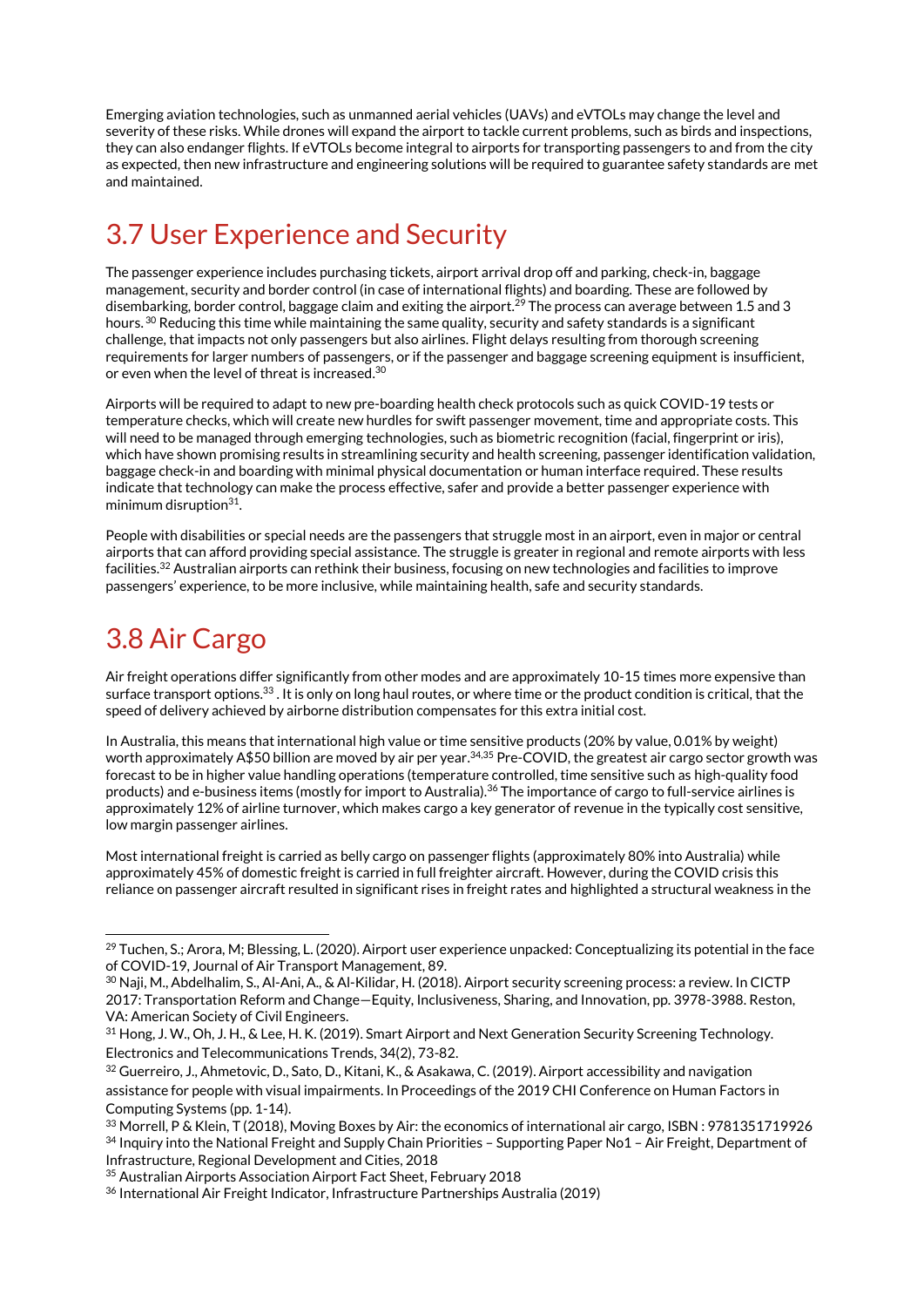Emerging aviation technologies, such as unmanned aerial vehicles (UAVs) and eVTOLs may change the level and severity of these risks. While drones will expand the airport to tackle current problems, such as birds and inspections, they can also endanger flights. If eVTOLs become integral to airports for transporting passengers to and from the city as expected, then new infrastructure and engineering solutions will be required to guarantee safety standards are met and maintained.

## 3.7 User Experience and Security

The passenger experience includes purchasing tickets, airport arrival drop off and parking, check-in, baggage management, security and border control (in case of international flights) and boarding. These are followed by disembarking, border control, baggage claim and exiting the airport.[29] The process can average between 1.5 and 3 hours.[30] Reducing this time while maintaining the same quality, security and safety standards is a significant challenge, that impacts not only passengers but also airlines. Flight delays resulting from thorough screening requirements for larger numbers of passengers, or if the passenger and baggage screening equipment is insufficient, or even when the level of threat is increased.[30]

Airports will be required to adapt to new pre-boarding health check protocols such as quick COVID-19 tests or temperature checks, which will create new hurdles for swift passenger movement, time and appropriate costs. This will need to be managed through emerging technologies, such as biometric recognition (facial, fingerprint or iris), which have shown promising results in streamlining security and health screening, passenger identification validation, baggage check-in and boarding with minimal physical documentation or human interface required. These results indicate that technology can make the process effective, safer and provide a better passenger experience with minimum disruption[31].

People with disabilities or special needs are the passengers that struggle most in an airport, even in major or central airports that can afford providing special assistance. The struggle is greater in regional and remote airports with less facilities.[32] Australian airports can rethink their business, focusing on new technologies and facilities to improve passengers' experience, to be more inclusive, while maintaining health, safe and security standards.

## 3.8 Air Cargo

Air freight operations differ significantly from other modes and are approximately 10-15 times more expensive than surface transport options.[33] . It is only on long haul routes, or where time or the product condition is critical, that the speed of delivery achieved by airborne distribution compensates for this extra initial cost.

In Australia, this means that international high value or time sensitive products (20% by value, 0.01% by weight) worth approximately A$50 billion are moved by air per year.[34,35] Pre-COVID, the greatest air cargo sector growth was forecast to be in higher value handling operations (temperature controlled, time sensitive such as high-quality food products) and e-business items (mostly for import to Australia).[36] The importance of cargo to full-service airlines is approximately 12% of airline turnover, which makes cargo a key generator of revenue in the typically cost sensitive, low margin passenger airlines.

Most international freight is carried as belly cargo on passenger flights (approximately 80% into Australia) while approximately 45% of domestic freight is carried in full freighter aircraft. However, during the COVID crisis this reliance on passenger aircraft resulted in significant rises in freight rates and highlighted a structural weakness in the

---

[29] Tuchen, S.; Arora, M; Blessing, L. (2020). Airport user experience unpacked: Conceptualizing its potential in the face of COVID-19, Journal of Air Transport Management, 89.

[30] Naji, M., Abdelhalim, S., Al-Ani, A., & Al-Kilidar, H. (2018). Airport security screening process: a review. In CICTP 2017: Transportation Reform and Change—Equity, Inclusiveness, Sharing, and Innovation, pp. 3978-3988. Reston, VA: American Society of Civil Engineers.

[31] Hong, J. W., Oh, J. H., & Lee, H. K. (2019). Smart Airport and Next Generation Security Screening Technology. Electronics and Telecommunications Trends, 34(2), 73-82.

[32] Guerreiro, J., Ahmetovic, D., Sato, D., Kitani, K., & Asakawa, C. (2019). Airport accessibility and navigation assistance for people with visual impairments. In Proceedings of the 2019 CHI Conference on Human Factors in Computing Systems (pp. 1-14).

[33] Morrell, P & Klein, T (2018), Moving Boxes by Air: the economics of international air cargo, ISBN : 9781351719926

[34] Inquiry into the National Freight and Supply Chain Priorities – Supporting Paper No1 – Air Freight, Department of Infrastructure, Regional Development and Cities, 2018

[35] Australian Airports Association Airport Fact Sheet, February 2018

[36] International Air Freight Indicator, Infrastructure Partnerships Australia (2019)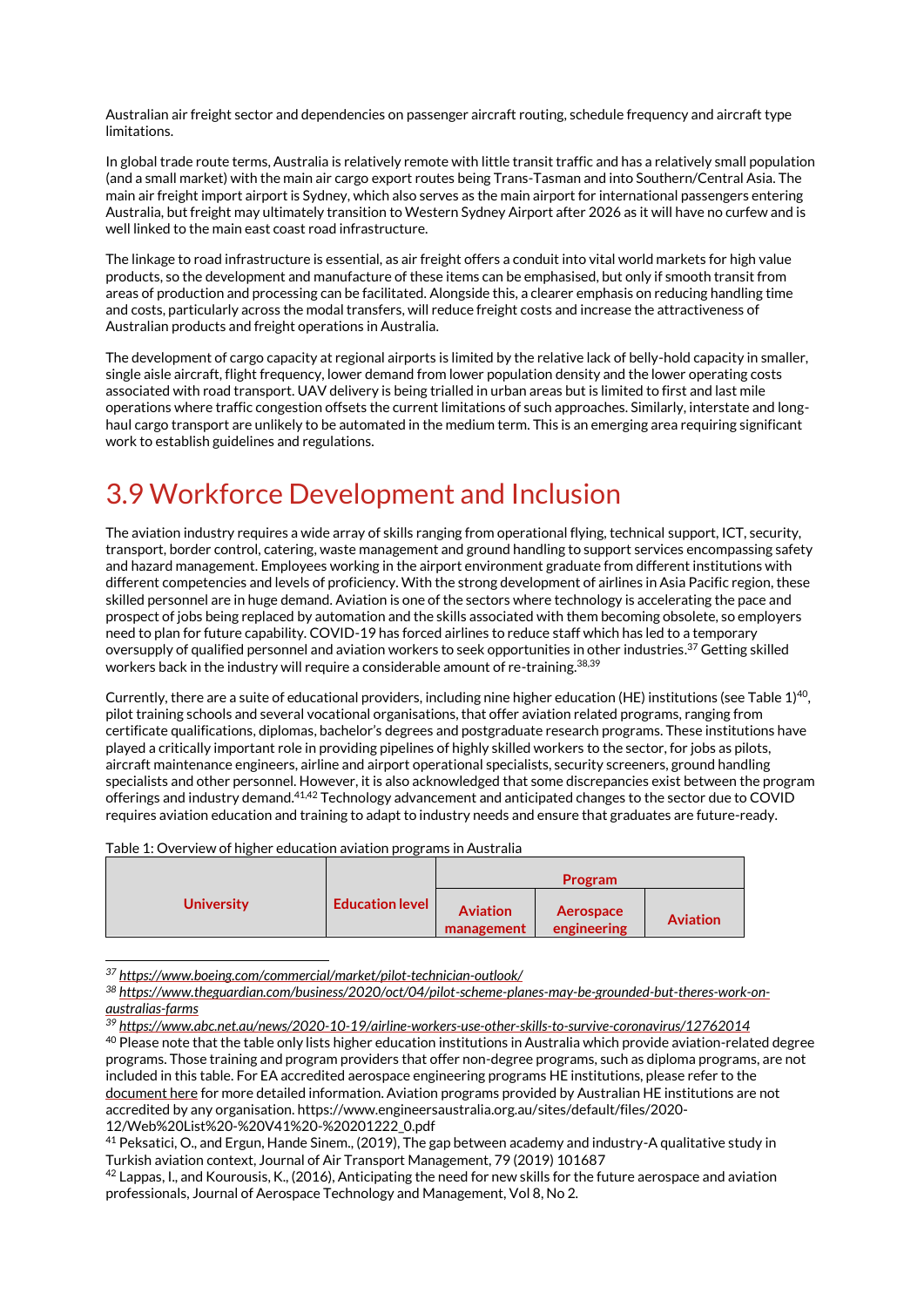Australian air freight sector and dependencies on passenger aircraft routing, schedule frequency and aircraft type limitations.

In global trade route terms, Australia is relatively remote with little transit traffic and has a relatively small population (and a small market) with the main air cargo export routes being Trans-Tasman and into Southern/Central Asia. The main air freight import airport is Sydney, which also serves as the main airport for international passengers entering Australia, but freight may ultimately transition to Western Sydney Airport after 2026 as it will have no curfew and is well linked to the main east coast road infrastructure.

The linkage to road infrastructure is essential, as air freight offers a conduit into vital world markets for high value products, so the development and manufacture of these items can be emphasised, but only if smooth transit from areas of production and processing can be facilitated. Alongside this, a clearer emphasis on reducing handling time and costs, particularly across the modal transfers, will reduce freight costs and increase the attractiveness of Australian products and freight operations in Australia.

The development of cargo capacity at regional airports is limited by the relative lack of belly-hold capacity in smaller, single aisle aircraft, flight frequency, lower demand from lower population density and the lower operating costs associated with road transport. UAV delivery is being trialled in urban areas but is limited to first and last mile operations where traffic congestion offsets the current limitations of such approaches. Similarly, interstate and long-haul cargo transport are unlikely to be automated in the medium term. This is an emerging area requiring significant work to establish guidelines and regulations.

## 3.9 Workforce Development and Inclusion

The aviation industry requires a wide array of skills ranging from operational flying, technical support, ICT, security, transport, border control, catering, waste management and ground handling to support services encompassing safety and hazard management. Employees working in the airport environment graduate from different institutions with different competencies and levels of proficiency. With the strong development of airlines in Asia Pacific region, these skilled personnel are in huge demand. Aviation is one of the sectors where technology is accelerating the pace and prospect of jobs being replaced by automation and the skills associated with them becoming obsolete, so employers need to plan for future capability. COVID-19 has forced airlines to reduce staff which has led to a temporary oversupply of qualified personnel and aviation workers to seek opportunities in other industries.[37] Getting skilled workers back in the industry will require a considerable amount of re-training.[38,39]

Currently, there are a suite of educational providers, including nine higher education (HE) institutions (see Table 1)[40], pilot training schools and several vocational organisations, that offer aviation related programs, ranging from certificate qualifications, diplomas, bachelor's degrees and postgraduate research programs. These institutions have played a critically important role in providing pipelines of highly skilled workers to the sector, for jobs as pilots, aircraft maintenance engineers, airline and airport operational specialists, security screeners, ground handling specialists and other personnel. However, it is also acknowledged that some discrepancies exist between the program offerings and industry demand.[41,42] Technology advancement and anticipated changes to the sector due to COVID requires aviation education and training to adapt to industry needs and ensure that graduates are future-ready.

Table 1: Overview of higher education aviation programs in Australia

| University | Education level | Program | | |
|---|---|---|---|---|
| | | Aviation management | Aerospace engineering | Aviation |

---

[37] *https://www.boeing.com/commercial/market/pilot-technician-outlook/*

[38] *https://www.theguardian.com/business/2020/oct/04/pilot-scheme-planes-may-be-grounded-but-theres-work-on-australias-farms*

[39] *https://www.abc.net.au/news/2020-10-19/airline-workers-use-other-skills-to-survive-coronavirus/12762014*

[40] Please note that the table only lists higher education institutions in Australia which provide aviation-related degree programs. Those training and program providers that offer non-degree programs, such as diploma programs, are not included in this table. For EA accredited aerospace engineering programs HE institutions, please refer to the document here for more detailed information. Aviation programs provided by Australian HE institutions are not accredited by any organisation. https://www.engineersaustralia.org.au/sites/default/files/2020-12/Web%20List%20-%20V41%20-%20201222_0.pdf

[41] Peksatici, O., and Ergun, Hande Sinem., (2019), The gap between academy and industry-A qualitative study in Turkish aviation context, Journal of Air Transport Management, 79 (2019) 101687

[42] Lappas, I., and Kourousis, K., (2016), Anticipating the need for new skills for the future aerospace and aviation professionals, Journal of Aerospace Technology and Management, Vol 8, No 2.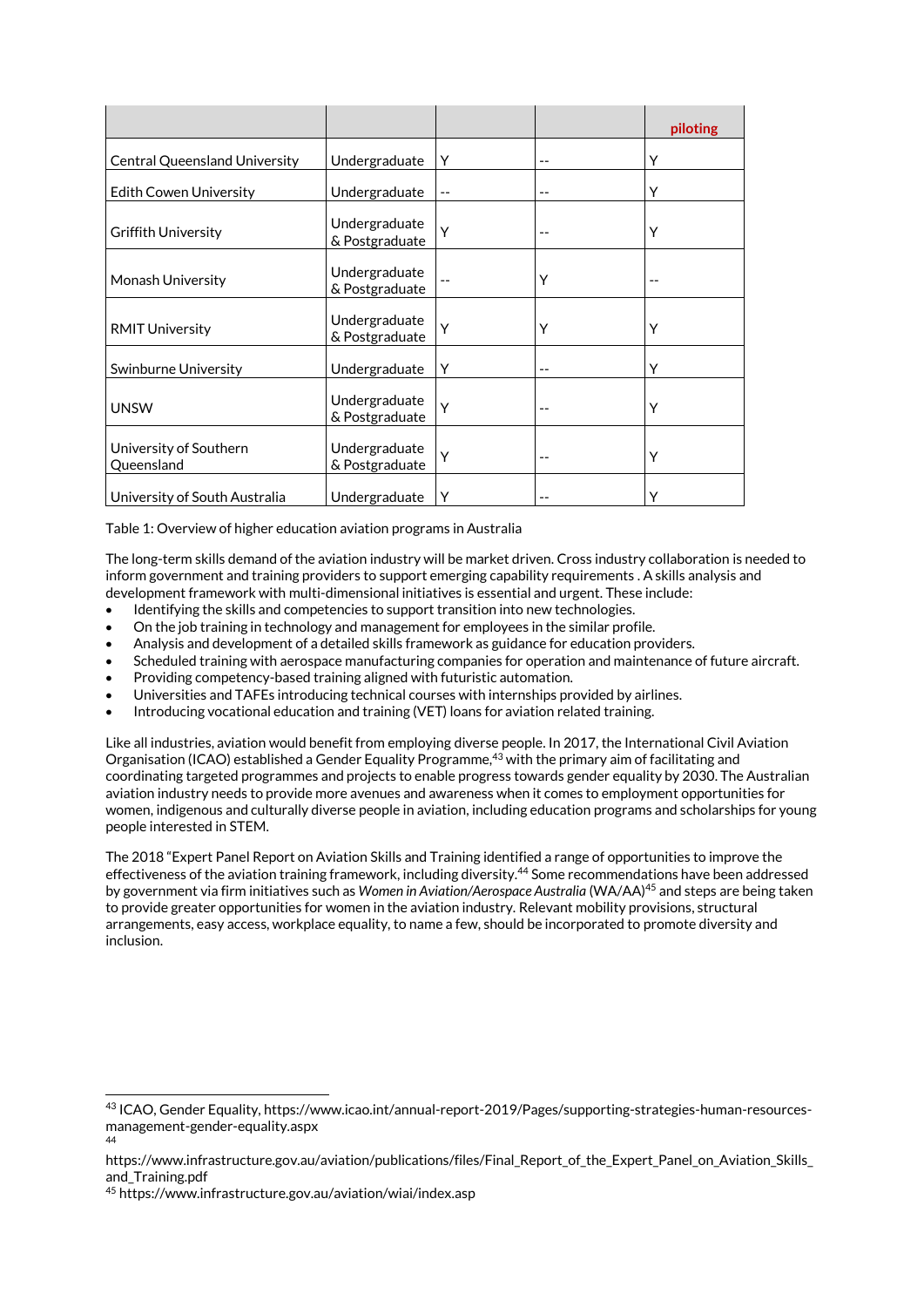| | | | | piloting |
|---|---|---|---|---|
| Central Queensland University | Undergraduate | Y | -- | Y |
| Edith Cowen University | Undergraduate | -- | -- | Y |
| Griffith University | Undergraduate & Postgraduate | Y | -- | Y |
| Monash University | Undergraduate & Postgraduate | -- | Y | -- |
| RMIT University | Undergraduate & Postgraduate | Y | Y | Y |
| Swinburne University | Undergraduate | Y | -- | Y |
| UNSW | Undergraduate & Postgraduate | Y | -- | Y |
| University of Southern Queensland | Undergraduate & Postgraduate | Y | -- | Y |
| University of South Australia | Undergraduate | Y | -- | Y |

Table 1: Overview of higher education aviation programs in Australia

The long-term skills demand of the aviation industry will be market driven. Cross industry collaboration is needed to inform government and training providers to support emerging capability requirements . A skills analysis and development framework with multi-dimensional initiatives is essential and urgent. These include:

- Identifying the skills and competencies to support transition into new technologies.
- On the job training in technology and management for employees in the similar profile.
- Analysis and development of a detailed skills framework as guidance for education providers.
- Scheduled training with aerospace manufacturing companies for operation and maintenance of future aircraft.
- Providing competency-based training aligned with futuristic automation.
- Universities and TAFEs introducing technical courses with internships provided by airlines.
- Introducing vocational education and training (VET) loans for aviation related training.

Like all industries, aviation would benefit from employing diverse people. In 2017, the International Civil Aviation Organisation (ICAO) established a Gender Equality Programme,[43] with the primary aim of facilitating and coordinating targeted programmes and projects to enable progress towards gender equality by 2030. The Australian aviation industry needs to provide more avenues and awareness when it comes to employment opportunities for women, indigenous and culturally diverse people in aviation, including education programs and scholarships for young people interested in STEM.

The 2018 "Expert Panel Report on Aviation Skills and Training identified a range of opportunities to improve the effectiveness of the aviation training framework, including diversity.[44] Some recommendations have been addressed by government via firm initiatives such as *Women in Aviation/Aerospace Australia* (WA/AA)[45] and steps are being taken to provide greater opportunities for women in the aviation industry. Relevant mobility provisions, structural arrangements, easy access, workplace equality, to name a few, should be incorporated to promote diversity and inclusion.

---

[43] ICAO, Gender Equality, https://www.icao.int/annual-report-2019/Pages/supporting-strategies-human-resources-management-gender-equality.aspx

[44] https://www.infrastructure.gov.au/aviation/publications/files/Final_Report_of_the_Expert_Panel_on_Aviation_Skills_and_Training.pdf

[45] https://www.infrastructure.gov.au/aviation/wiai/index.asp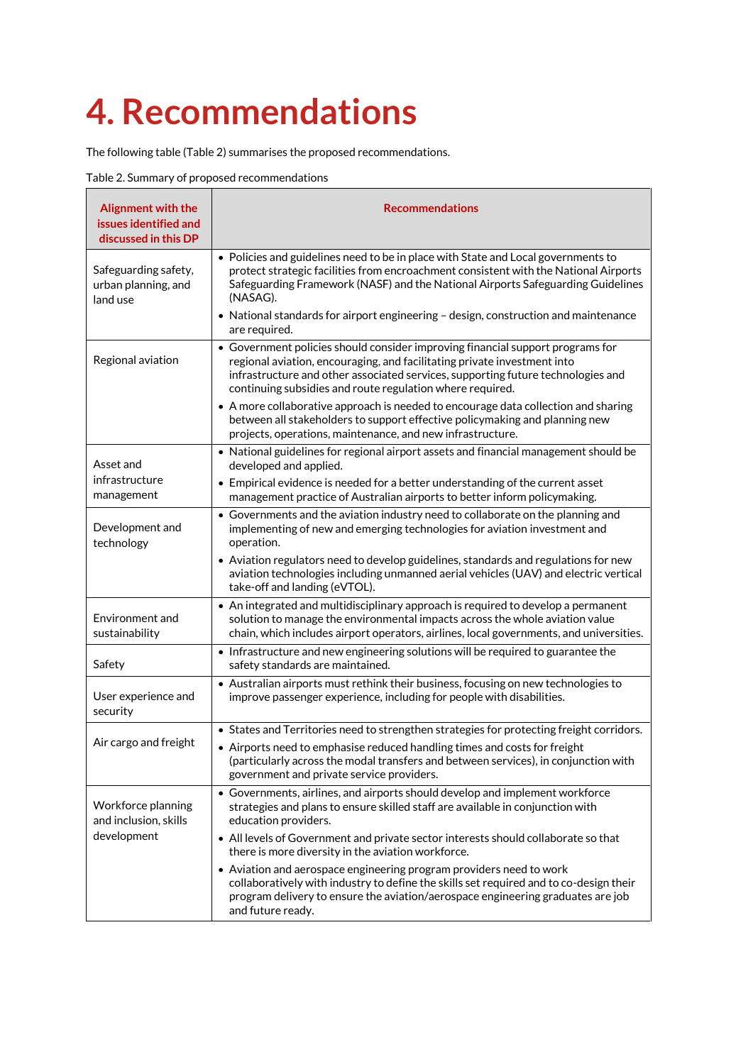# 4. Recommendations

The following table (Table 2) summarises the proposed recommendations.

Table 2. Summary of proposed recommendations

| Alignment with the issues identified and discussed in this DP | Recommendations |
| --- | --- |
| Safeguarding safety, urban planning, and land use | • Policies and guidelines need to be in place with State and Local governments to protect strategic facilities from encroachment consistent with the National Airports Safeguarding Framework (NASF) and the National Airports Safeguarding Guidelines (NASAG).<br>• National standards for airport engineering – design, construction and maintenance are required. |
| Regional aviation | • Government policies should consider improving financial support programs for regional aviation, encouraging, and facilitating private investment into infrastructure and other associated services, supporting future technologies and continuing subsidies and route regulation where required.<br>• A more collaborative approach is needed to encourage data collection and sharing between all stakeholders to support effective policymaking and planning new projects, operations, maintenance, and new infrastructure. |
| Asset and infrastructure management | • National guidelines for regional airport assets and financial management should be developed and applied.<br>• Empirical evidence is needed for a better understanding of the current asset management practice of Australian airports to better inform policymaking. |
| Development and technology | • Governments and the aviation industry need to collaborate on the planning and implementing of new and emerging technologies for aviation investment and operation.<br>• Aviation regulators need to develop guidelines, standards and regulations for new aviation technologies including unmanned aerial vehicles (UAV) and electric vertical take-off and landing (eVTOL). |
| Environment and sustainability | • An integrated and multidisciplinary approach is required to develop a permanent solution to manage the environmental impacts across the whole aviation value chain, which includes airport operators, airlines, local governments, and universities. |
| Safety | • Infrastructure and new engineering solutions will be required to guarantee the safety standards are maintained. |
| User experience and security | • Australian airports must rethink their business, focusing on new technologies to improve passenger experience, including for people with disabilities. |
| Air cargo and freight | • States and Territories need to strengthen strategies for protecting freight corridors.<br>• Airports need to emphasise reduced handling times and costs for freight (particularly across the modal transfers and between services), in conjunction with government and private service providers. |
| Workforce planning and inclusion, skills development | • Governments, airlines, and airports should develop and implement workforce strategies and plans to ensure skilled staff are available in conjunction with education providers.<br>• All levels of Government and private sector interests should collaborate so that there is more diversity in the aviation workforce.<br>• Aviation and aerospace engineering program providers need to work collaboratively with industry to define the skills set required and to co-design their program delivery to ensure the aviation/aerospace engineering graduates are job and future ready. |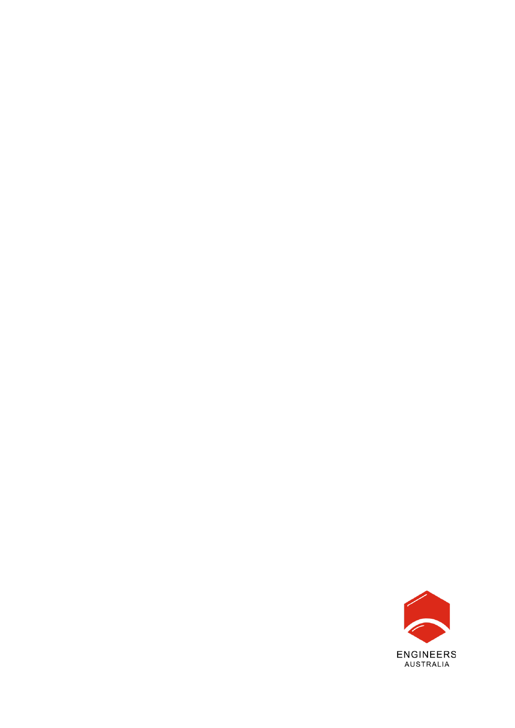ENGINEERS
AUSTRALIA